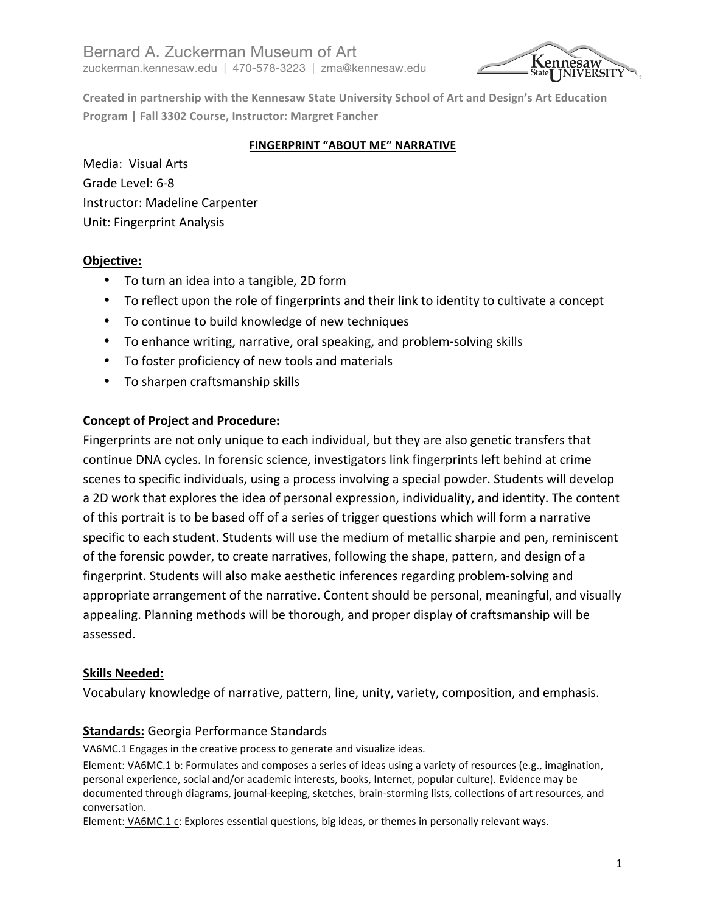Bernard A. Zuckerman Museum of Art
zuckerman.kennesaw.edu | 470-578-3223 | zma@kennesaw.edu

**Created in partnership with the Kennesaw State University School of Art and Design's Art Education Program | Fall 3302 Course, Instructor: Margret Fancher**

## FINGERPRINT "ABOUT ME" NARRATIVE

Media: Visual Arts
Grade Level: 6-8
Instructor: Madeline Carpenter
Unit: Fingerprint Analysis

### Objective:

- To turn an idea into a tangible, 2D form
- To reflect upon the role of fingerprints and their link to identity to cultivate a concept
- To continue to build knowledge of new techniques
- To enhance writing, narrative, oral speaking, and problem-solving skills
- To foster proficiency of new tools and materials
- To sharpen craftsmanship skills

### Concept of Project and Procedure:

Fingerprints are not only unique to each individual, but they are also genetic transfers that continue DNA cycles. In forensic science, investigators link fingerprints left behind at crime scenes to specific individuals, using a process involving a special powder. Students will develop a 2D work that explores the idea of personal expression, individuality, and identity. The content of this portrait is to be based off of a series of trigger questions which will form a narrative specific to each student. Students will use the medium of metallic sharpie and pen, reminiscent of the forensic powder, to create narratives, following the shape, pattern, and design of a fingerprint. Students will also make aesthetic inferences regarding problem-solving and appropriate arrangement of the narrative. Content should be personal, meaningful, and visually appealing. Planning methods will be thorough, and proper display of craftsmanship will be assessed.

### Skills Needed:

Vocabulary knowledge of narrative, pattern, line, unity, variety, composition, and emphasis.

### Standards: Georgia Performance Standards

VA6MC.1 Engages in the creative process to generate and visualize ideas.

Element: VA6MC.1 b: Formulates and composes a series of ideas using a variety of resources (e.g., imagination, personal experience, social and/or academic interests, books, Internet, popular culture). Evidence may be documented through diagrams, journal-keeping, sketches, brain-storming lists, collections of art resources, and conversation.

Element: VA6MC.1 c: Explores essential questions, big ideas, or themes in personally relevant ways.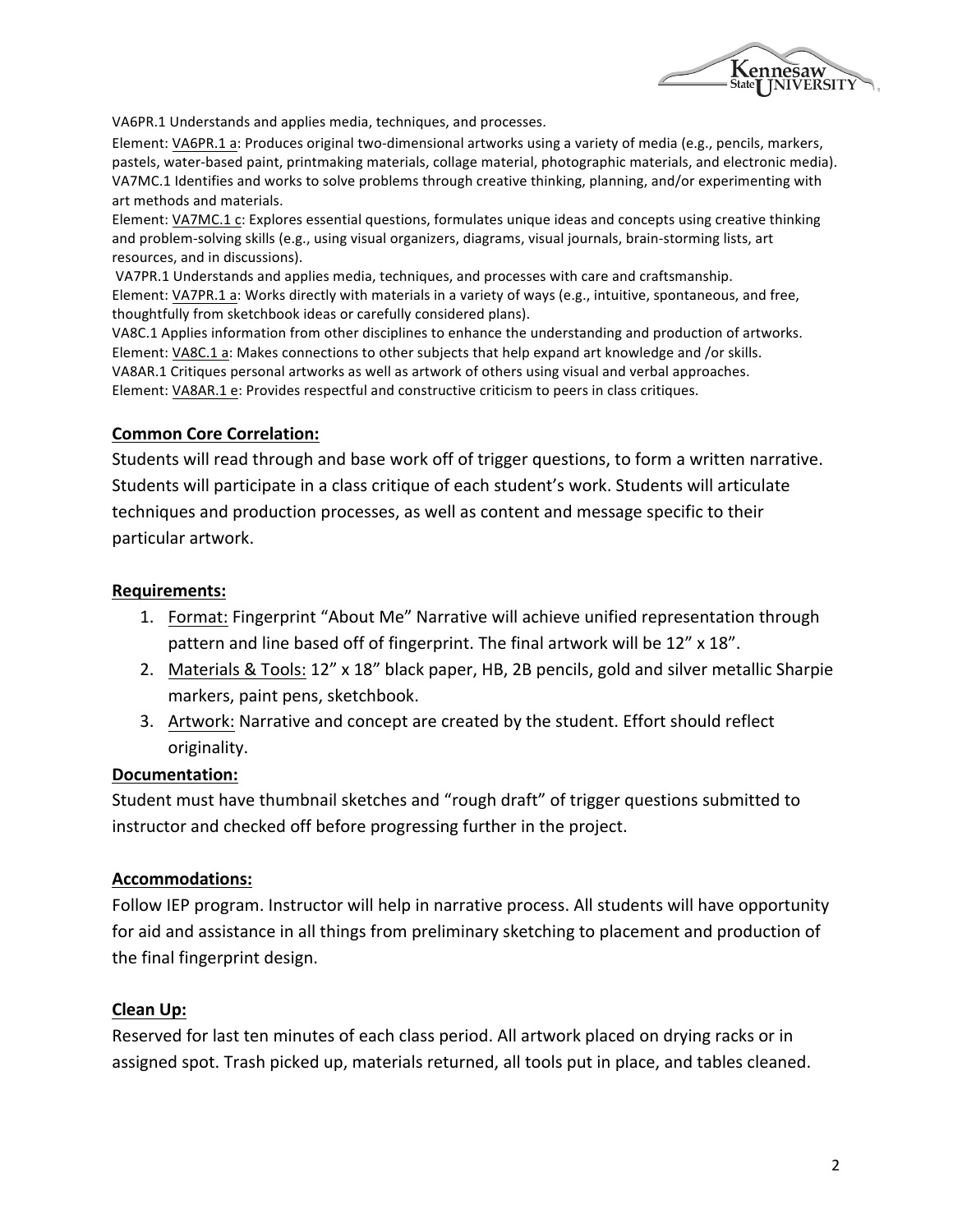VA6PR.1 Understands and applies media, techniques, and processes.

Element: <u>VA6PR.1 a</u>: Produces original two-dimensional artworks using a variety of media (e.g., pencils, markers, pastels, water-based paint, printmaking materials, collage material, photographic materials, and electronic media).

VA7MC.1 Identifies and works to solve problems through creative thinking, planning, and/or experimenting with art methods and materials.

Element: <u>VA7MC.1 c</u>: Explores essential questions, formulates unique ideas and concepts using creative thinking and problem-solving skills (e.g., using visual organizers, diagrams, visual journals, brain-storming lists, art resources, and in discussions).

VA7PR.1 Understands and applies media, techniques, and processes with care and craftsmanship.

Element: <u>VA7PR.1 a</u>: Works directly with materials in a variety of ways (e.g., intuitive, spontaneous, and free, thoughtfully from sketchbook ideas or carefully considered plans).

VA8C.1 Applies information from other disciplines to enhance the understanding and production of artworks.

Element: <u>VA8C.1 a</u>: Makes connections to other subjects that help expand art knowledge and /or skills.

VA8AR.1 Critiques personal artworks as well as artwork of others using visual and verbal approaches.

Element: <u>VA8AR.1 e</u>: Provides respectful and constructive criticism to peers in class critiques.

## Common Core Correlation:

Students will read through and base work off of trigger questions, to form a written narrative. Students will participate in a class critique of each student's work. Students will articulate techniques and production processes, as well as content and message specific to their particular artwork.

## Requirements:

1. <u>Format:</u> Fingerprint "About Me" Narrative will achieve unified representation through pattern and line based off of fingerprint. The final artwork will be 12" x 18".
2. <u>Materials & Tools:</u> 12" x 18" black paper, HB, 2B pencils, gold and silver metallic Sharpie markers, paint pens, sketchbook.
3. <u>Artwork:</u> Narrative and concept are created by the student. Effort should reflect originality.

## Documentation:

Student must have thumbnail sketches and "rough draft" of trigger questions submitted to instructor and checked off before progressing further in the project.

## Accommodations:

Follow IEP program. Instructor will help in narrative process. All students will have opportunity for aid and assistance in all things from preliminary sketching to placement and production of the final fingerprint design.

## Clean Up:

Reserved for last ten minutes of each class period. All artwork placed on drying racks or in assigned spot. Trash picked up, materials returned, all tools put in place, and tables cleaned.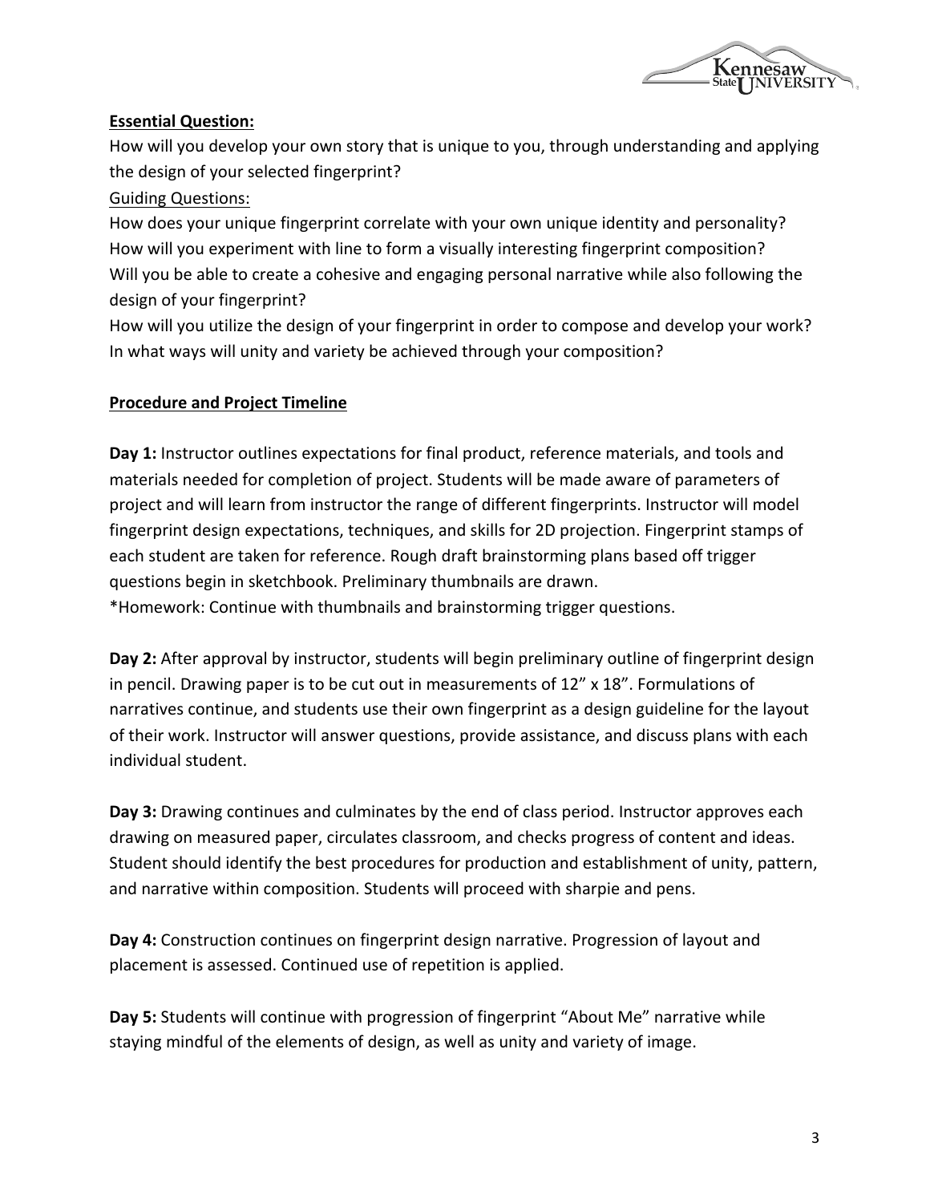**Essential Question:**

How will you develop your own story that is unique to you, through understanding and applying the design of your selected fingerprint?

Guiding Questions:

How does your unique fingerprint correlate with your own unique identity and personality?
How will you experiment with line to form a visually interesting fingerprint composition?
Will you be able to create a cohesive and engaging personal narrative while also following the design of your fingerprint?
How will you utilize the design of your fingerprint in order to compose and develop your work?
In what ways will unity and variety be achieved through your composition?

**Procedure and Project Timeline**

**Day 1:** Instructor outlines expectations for final product, reference materials, and tools and materials needed for completion of project. Students will be made aware of parameters of project and will learn from instructor the range of different fingerprints. Instructor will model fingerprint design expectations, techniques, and skills for 2D projection. Fingerprint stamps of each student are taken for reference. Rough draft brainstorming plans based off trigger questions begin in sketchbook. Preliminary thumbnails are drawn.
*Homework: Continue with thumbnails and brainstorming trigger questions.

**Day 2:** After approval by instructor, students will begin preliminary outline of fingerprint design in pencil. Drawing paper is to be cut out in measurements of 12" x 18". Formulations of narratives continue, and students use their own fingerprint as a design guideline for the layout of their work. Instructor will answer questions, provide assistance, and discuss plans with each individual student.

**Day 3:** Drawing continues and culminates by the end of class period. Instructor approves each drawing on measured paper, circulates classroom, and checks progress of content and ideas. Student should identify the best procedures for production and establishment of unity, pattern, and narrative within composition. Students will proceed with sharpie and pens.

**Day 4:** Construction continues on fingerprint design narrative. Progression of layout and placement is assessed. Continued use of repetition is applied.

**Day 5:** Students will continue with progression of fingerprint "About Me" narrative while staying mindful of the elements of design, as well as unity and variety of image.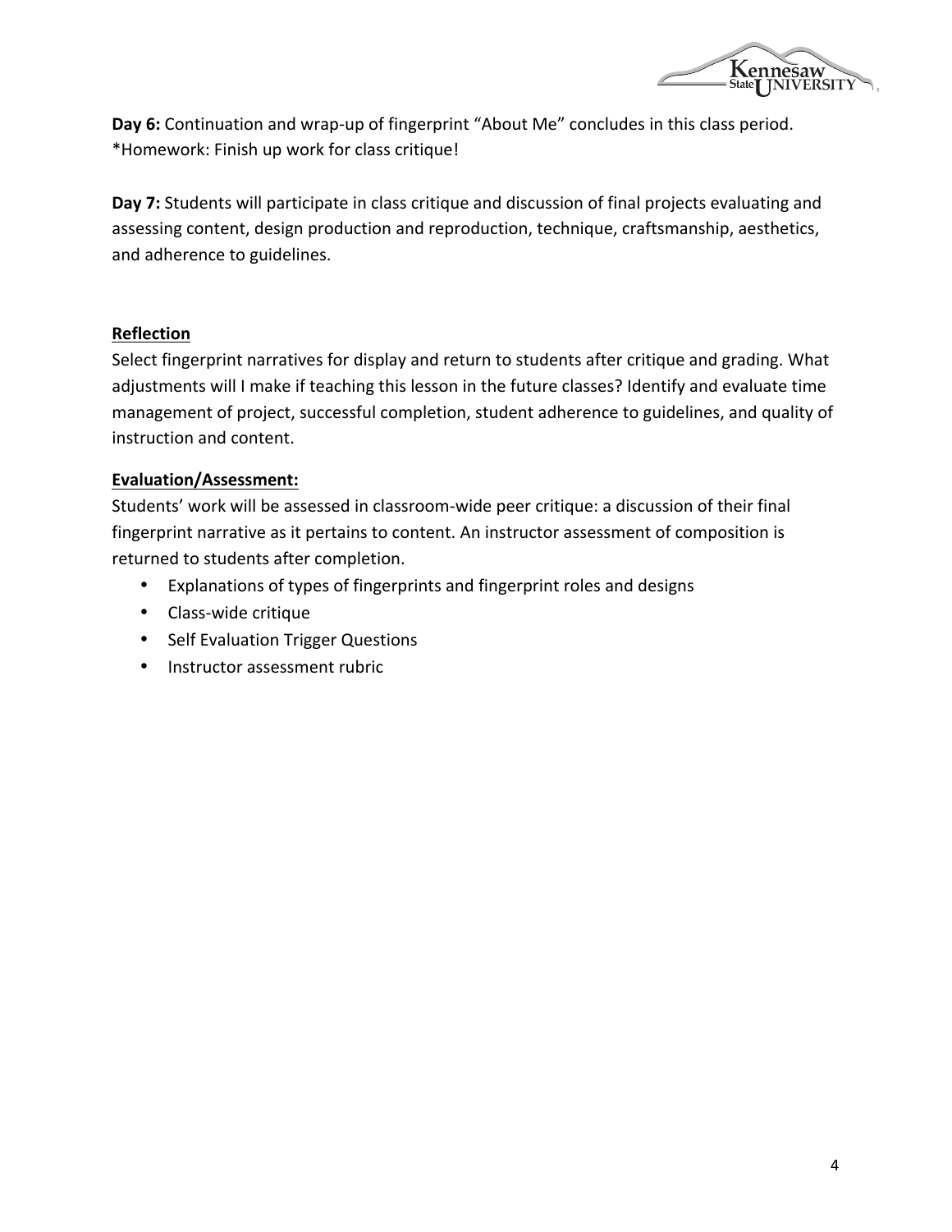**Day 6:** Continuation and wrap-up of fingerprint "About Me" concludes in this class period.
*Homework: Finish up work for class critique!

**Day 7:** Students will participate in class critique and discussion of final projects evaluating and assessing content, design production and reproduction, technique, craftsmanship, aesthetics, and adherence to guidelines.

**Reflection**

Select fingerprint narratives for display and return to students after critique and grading. What adjustments will I make if teaching this lesson in the future classes? Identify and evaluate time management of project, successful completion, student adherence to guidelines, and quality of instruction and content.

**Evaluation/Assessment:**

Students' work will be assessed in classroom-wide peer critique: a discussion of their final fingerprint narrative as it pertains to content. An instructor assessment of composition is returned to students after completion.

- Explanations of types of fingerprints and fingerprint roles and designs
- Class-wide critique
- Self Evaluation Trigger Questions
- Instructor assessment rubric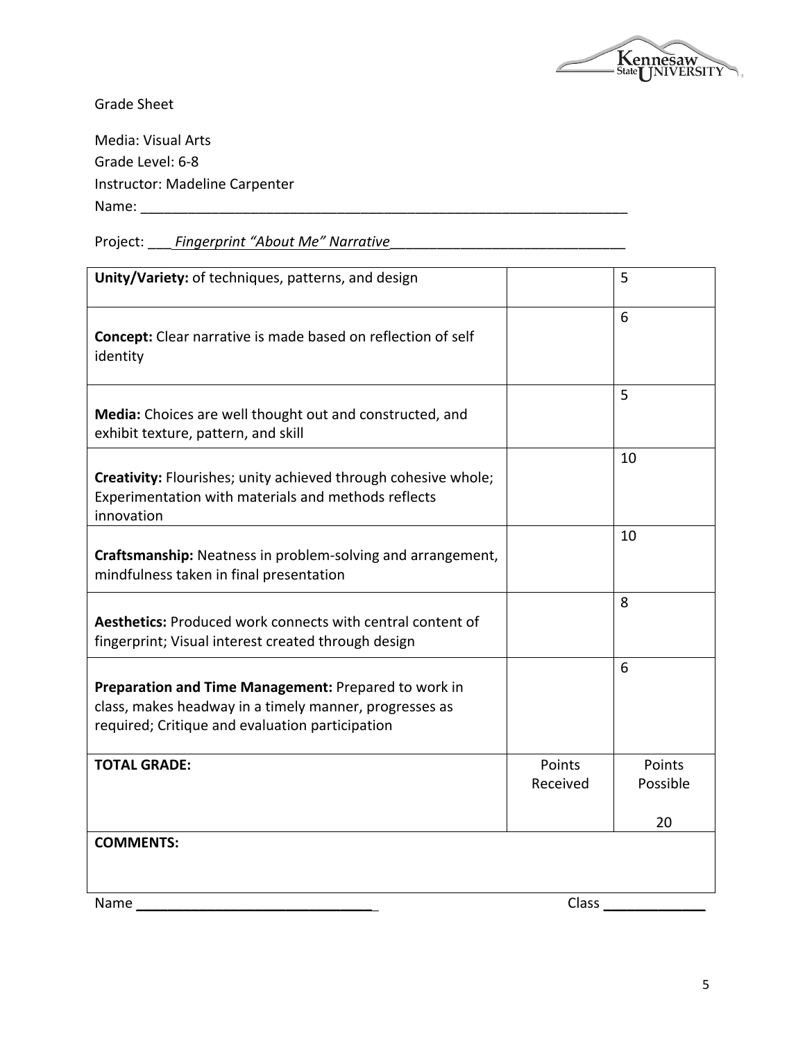Grade Sheet

Media: Visual Arts
Grade Level: 6-8
Instructor: Madeline Carpenter
Name: ___________________________________________________________

Project: ___*Fingerprint "About Me" Narrative*___________________________

| | | |
|---|---|---|
| **Unity/Variety:** of techniques, patterns, and design | | 5 |
| **Concept:** Clear narrative is made based on reflection of self identity | | 6 |
| **Media:** Choices are well thought out and constructed, and exhibit texture, pattern, and skill | | 5 |
| **Creativity:** Flourishes; unity achieved through cohesive whole; Experimentation with materials and methods reflects innovation | | 10 |
| **Craftsmanship:** Neatness in problem-solving and arrangement, mindfulness taken in final presentation | | 10 |
| **Aesthetics:** Produced work connects with central content of fingerprint; Visual interest created through design | | 8 |
| **Preparation and Time Management:** Prepared to work in class, makes headway in a timely manner, progresses as required; Critique and evaluation participation | | 6 |
| **TOTAL GRADE:** | Points Received | Points Possible 20 |
| **COMMENTS:** | | |

Name ______________________________ Class ____________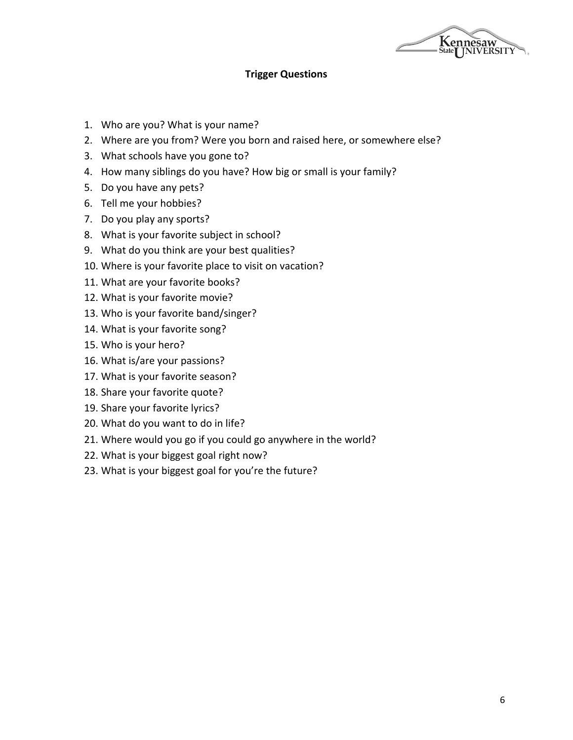**Trigger Questions**

1. Who are you? What is your name?
2. Where are you from? Were you born and raised here, or somewhere else?
3. What schools have you gone to?
4. How many siblings do you have? How big or small is your family?
5. Do you have any pets?
6. Tell me your hobbies?
7. Do you play any sports?
8. What is your favorite subject in school?
9. What do you think are your best qualities?
10. Where is your favorite place to visit on vacation?
11. What are your favorite books?
12. What is your favorite movie?
13. Who is your favorite band/singer?
14. What is your favorite song?
15. Who is your hero?
16. What is/are your passions?
17. What is your favorite season?
18. Share your favorite quote?
19. Share your favorite lyrics?
20. What do you want to do in life?
21. Where would you go if you could go anywhere in the world?
22. What is your biggest goal right now?
23. What is your biggest goal for you're the future?